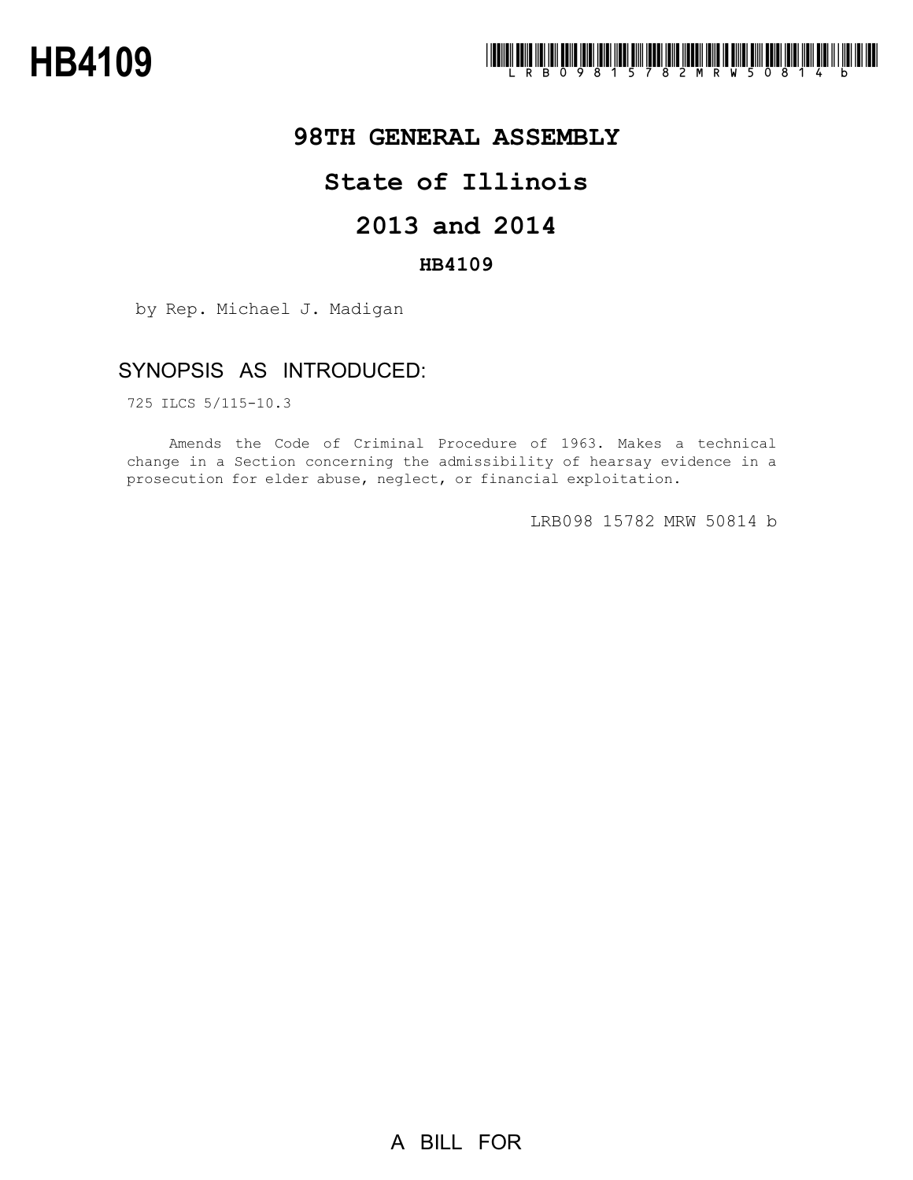# HB4109

**98TH GENERAL ASSEMBLY**

**State of Illinois**

**2013 and 2014**

**HB4109**

by Rep. Michael J. Madigan

## SYNOPSIS AS INTRODUCED:

725 ILCS 5/115-10.3

Amends the Code of Criminal Procedure of 1963. Makes a technical change in a Section concerning the admissibility of hearsay evidence in a prosecution for elder abuse, neglect, or financial exploitation.

LRB098 15782 MRW 50814 b

A BILL FOR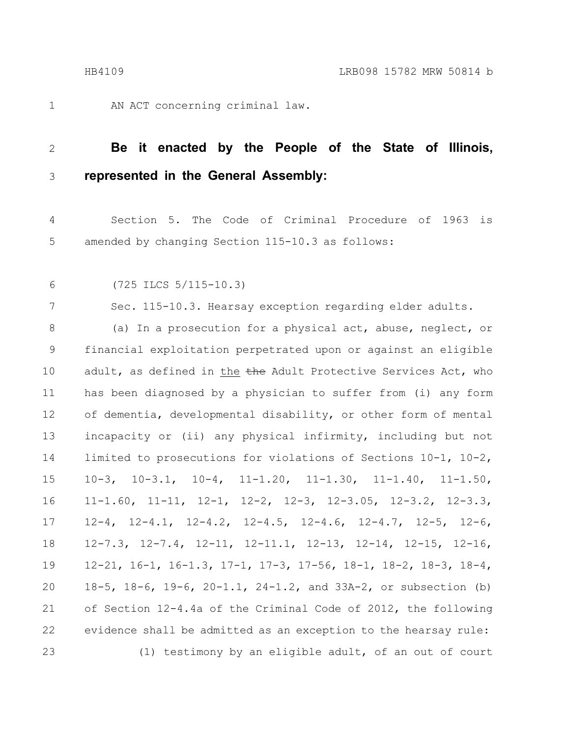AN ACT concerning criminal law.

**Be it enacted by the People of the State of Illinois, represented in the General Assembly:**

Section 5. The Code of Criminal Procedure of 1963 is amended by changing Section 115-10.3 as follows:

(725 ILCS 5/115-10.3)

Sec. 115-10.3. Hearsay exception regarding elder adults.

(a) In a prosecution for a physical act, abuse, neglect, or financial exploitation perpetrated upon or against an eligible adult, as defined in the ~~the~~ Adult Protective Services Act, who has been diagnosed by a physician to suffer from (i) any form of dementia, developmental disability, or other form of mental incapacity or (ii) any physical infirmity, including but not limited to prosecutions for violations of Sections 10-1, 10-2, 10-3, 10-3.1, 10-4, 11-1.20, 11-1.30, 11-1.40, 11-1.50, 11-1.60, 11-11, 12-1, 12-2, 12-3, 12-3.05, 12-3.2, 12-3.3, 12-4, 12-4.1, 12-4.2, 12-4.5, 12-4.6, 12-4.7, 12-5, 12-6, 12-7.3, 12-7.4, 12-11, 12-11.1, 12-13, 12-14, 12-15, 12-16, 12-21, 16-1, 16-1.3, 17-1, 17-3, 17-56, 18-1, 18-2, 18-3, 18-4, 18-5, 18-6, 19-6, 20-1.1, 24-1.2, and 33A-2, or subsection (b) of Section 12-4.4a of the Criminal Code of 2012, the following evidence shall be admitted as an exception to the hearsay rule:

(1) testimony by an eligible adult, of an out of court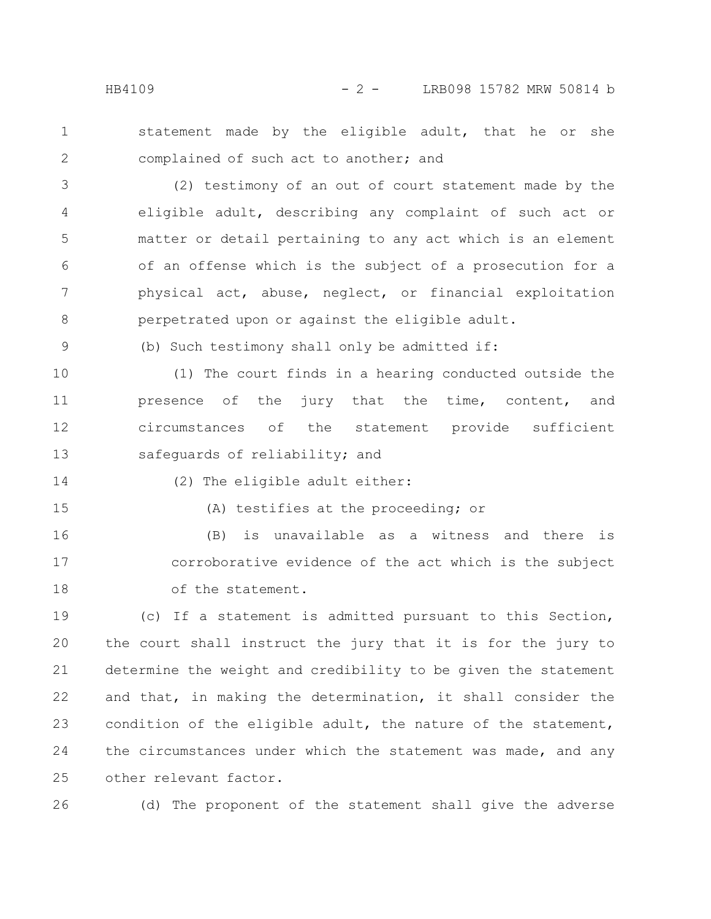statement made by the eligible adult, that he or she complained of such act to another; and

(2) testimony of an out of court statement made by the eligible adult, describing any complaint of such act or matter or detail pertaining to any act which is an element of an offense which is the subject of a prosecution for a physical act, abuse, neglect, or financial exploitation perpetrated upon or against the eligible adult.

(b) Such testimony shall only be admitted if:

(1) The court finds in a hearing conducted outside the presence of the jury that the time, content, and circumstances of the statement provide sufficient safeguards of reliability; and

(2) The eligible adult either:

(A) testifies at the proceeding; or

(B) is unavailable as a witness and there is corroborative evidence of the act which is the subject of the statement.

(c) If a statement is admitted pursuant to this Section, the court shall instruct the jury that it is for the jury to determine the weight and credibility to be given the statement and that, in making the determination, it shall consider the condition of the eligible adult, the nature of the statement, the circumstances under which the statement was made, and any other relevant factor.

(d) The proponent of the statement shall give the adverse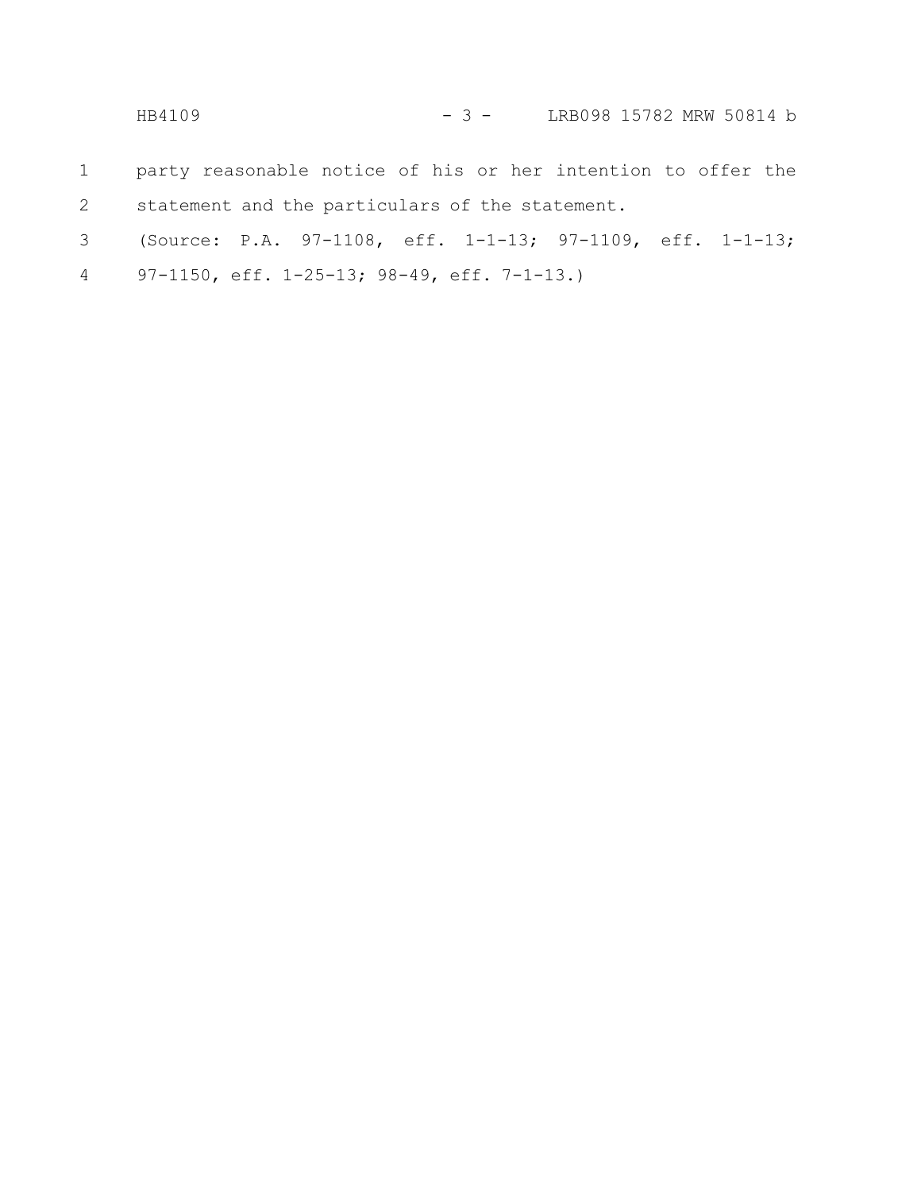party reasonable notice of his or her intention to offer the statement and the particulars of the statement.

(Source: P.A. 97-1108, eff. 1-1-13; 97-1109, eff. 1-1-13; 97-1150, eff. 1-25-13; 98-49, eff. 7-1-13.)